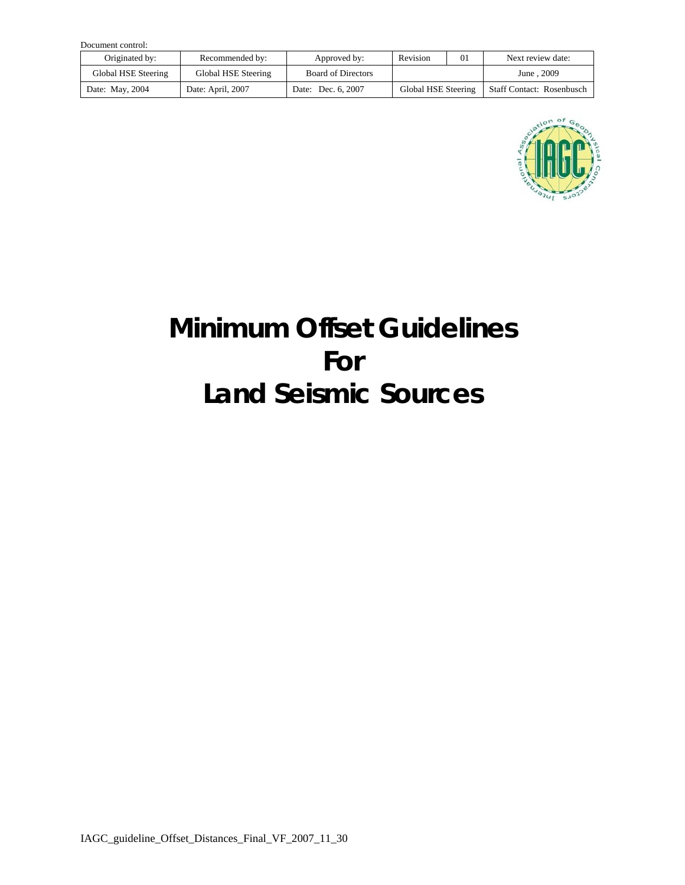Document control:

| Originated by: | Recommended by: | Approved by: | Revision | 01 | Next review date: |
|---|---|---|---|---|---|
| Global HSE Steering | Global HSE Steering | Board of Directors | | | June , 2009 |
| Date: May, 2004 | Date: April, 2007 | Date: Dec. 6, 2007 | Global HSE Steering | | Staff Contact: Rosenbusch |

# Minimum Offset Guidelines For Land Seismic Sources

IAGC_guideline_Offset_Distances_Final_VF_2007_11_30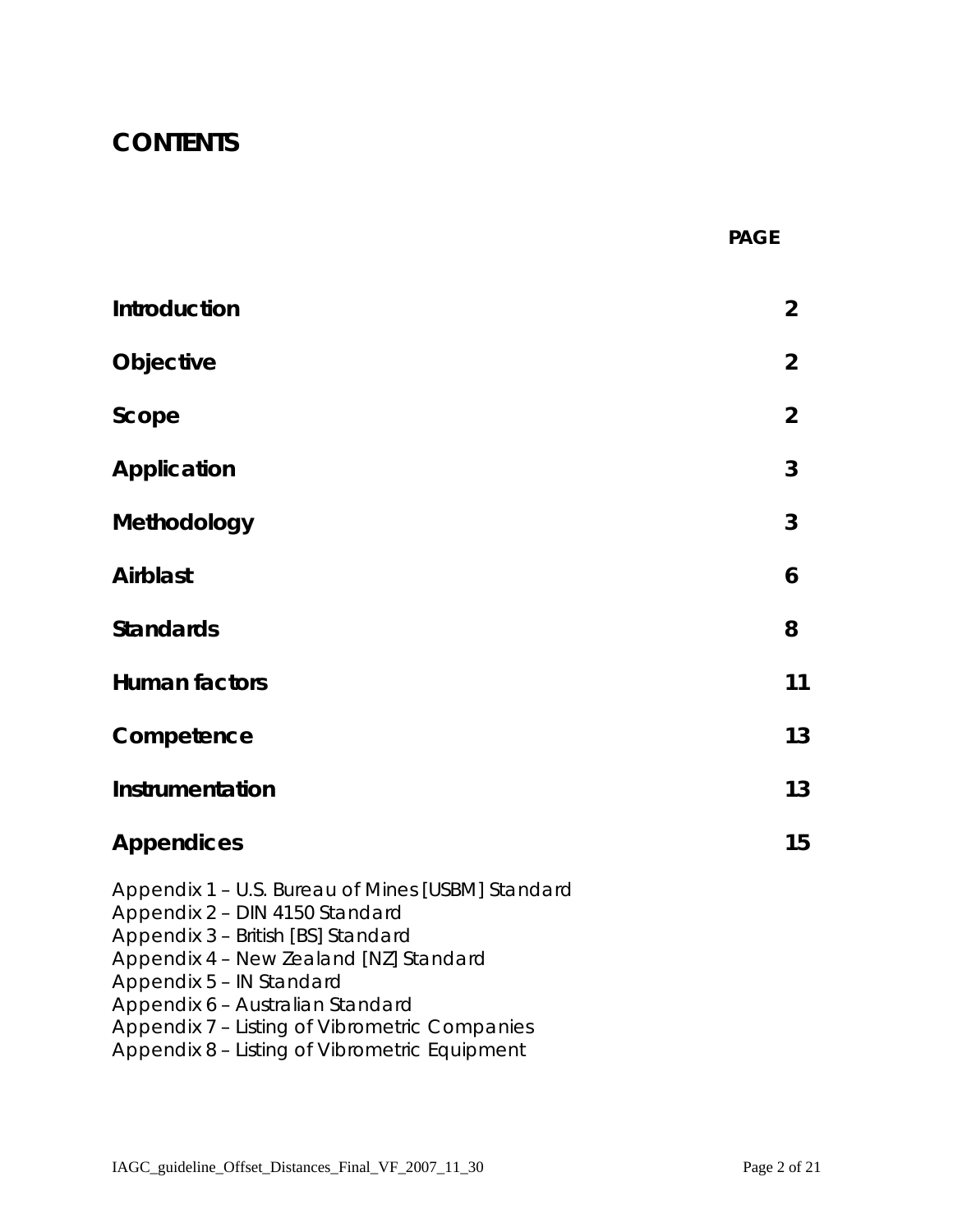# CONTENTS

| | PAGE |
|---|---|
| **Introduction** | **2** |
| **Objective** | **2** |
| **Scope** | **2** |
| **Application** | **3** |
| **Methodology** | **3** |
| **Airblast** | **6** |
| **Standards** | **8** |
| **Human factors** | **11** |
| **Competence** | **13** |
| **Instrumentation** | **13** |
| **Appendices** | **15** |

Appendix 1 – U.S. Bureau of Mines [USBM] Standard
Appendix 2 – DIN 4150 Standard
Appendix 3 – British [BS] Standard
Appendix 4 – New Zealand [NZ] Standard
Appendix 5 – IN Standard
Appendix 6 – Australian Standard
Appendix 7 – Listing of Vibrometric Companies
Appendix 8 – Listing of Vibrometric Equipment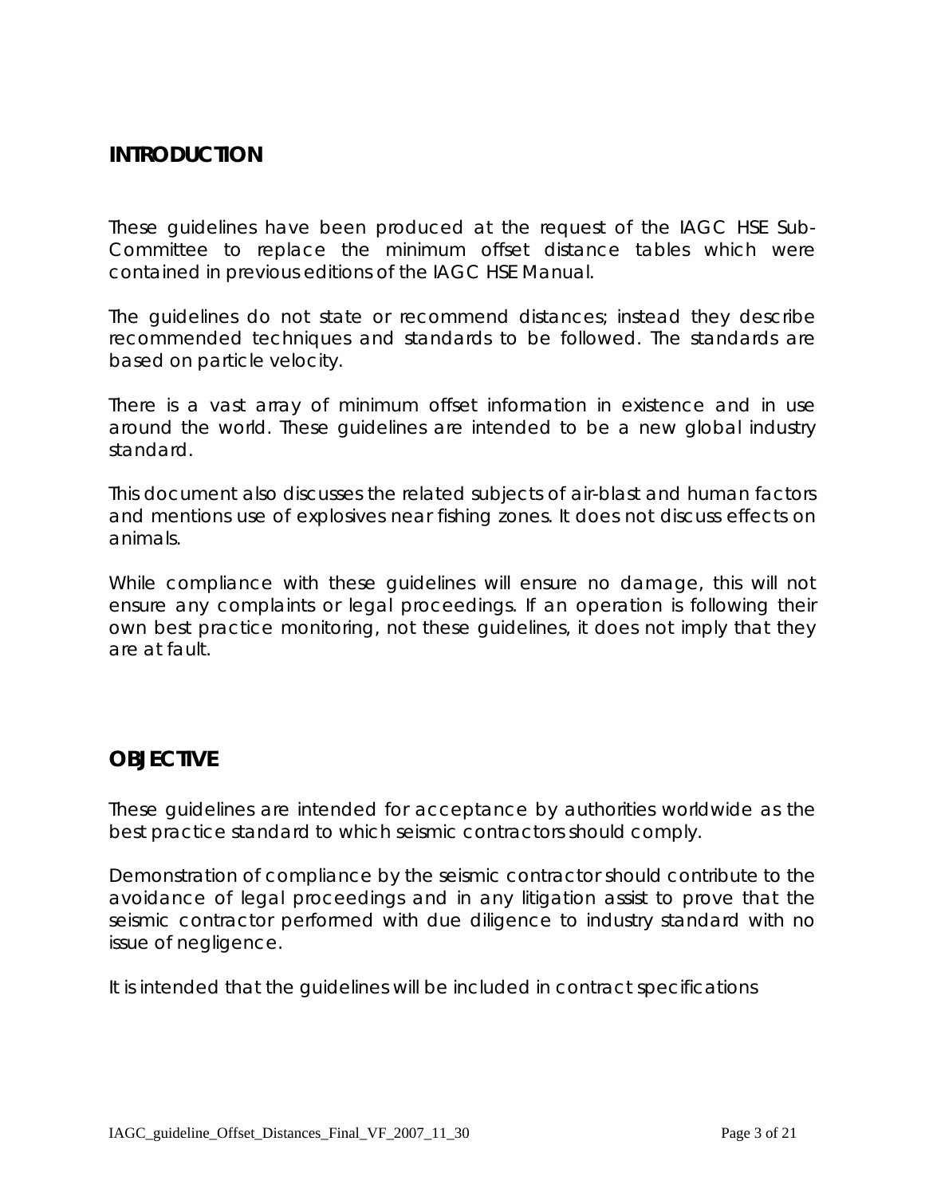## INTRODUCTION

These guidelines have been produced at the request of the IAGC HSE Sub-Committee to replace the minimum offset distance tables which were contained in previous editions of the IAGC HSE Manual.

The guidelines do not state or recommend distances; instead they describe recommended techniques and standards to be followed. The standards are based on particle velocity.

There is a vast array of minimum offset information in existence and in use around the world. These guidelines are intended to be a new global industry standard.

This document also discusses the related subjects of air-blast and human factors and mentions use of explosives near fishing zones. It does not discuss effects on animals.

While compliance with these guidelines will ensure no damage, this will not ensure any complaints or legal proceedings. If an operation is following their own best practice monitoring, not these guidelines, it does not imply that they are at fault.

## OBJECTIVE

These guidelines are intended for acceptance by authorities worldwide as the best practice standard to which seismic contractors should comply.

Demonstration of compliance by the seismic contractor should contribute to the avoidance of legal proceedings and in any litigation assist to prove that the seismic contractor performed with due diligence to industry standard with no issue of negligence.

It is intended that the guidelines will be included in contract specifications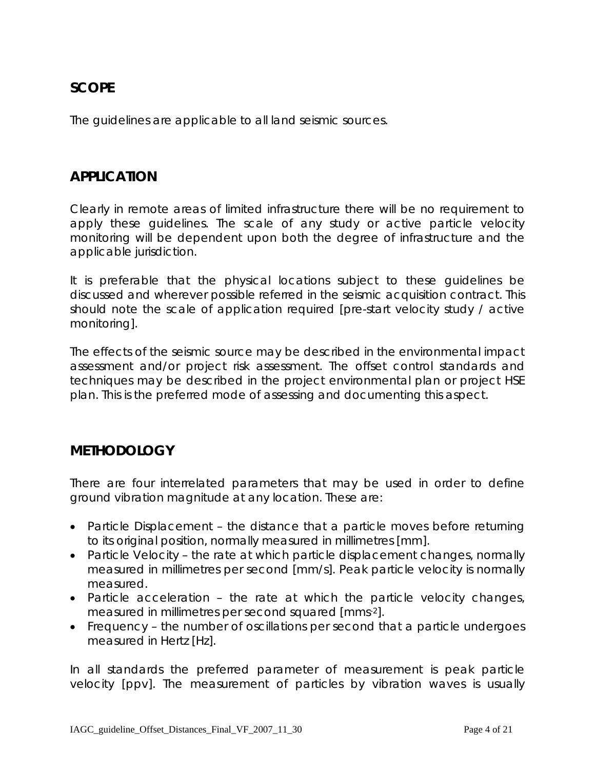## SCOPE

The guidelines are applicable to all land seismic sources.

## APPLICATION

Clearly in remote areas of limited infrastructure there will be no requirement to apply these guidelines. The scale of any study or active particle velocity monitoring will be dependent upon both the degree of infrastructure and the applicable jurisdiction.

It is preferable that the physical locations subject to these guidelines be discussed and wherever possible referred in the seismic acquisition contract. This should note the scale of application required [pre-start velocity study / active monitoring].

The effects of the seismic source may be described in the environmental impact assessment and/or project risk assessment. The offset control standards and techniques may be described in the project environmental plan or project HSE plan. This is the preferred mode of assessing and documenting this aspect.

## METHODOLOGY

There are four interrelated parameters that may be used in order to define ground vibration magnitude at any location. These are:

- Particle Displacement – the distance that a particle moves before returning to its original position, normally measured in millimetres [mm].
- Particle Velocity – the rate at which particle displacement changes, normally measured in millimetres per second [mm/s]. Peak particle velocity is normally measured.
- Particle acceleration – the rate at which the particle velocity changes, measured in millimetres per second squared [$mms^{-2}$].
- Frequency – the number of oscillations per second that a particle undergoes measured in Hertz [Hz].

In all standards the preferred parameter of measurement is peak particle velocity [ppv]. The measurement of particles by vibration waves is usually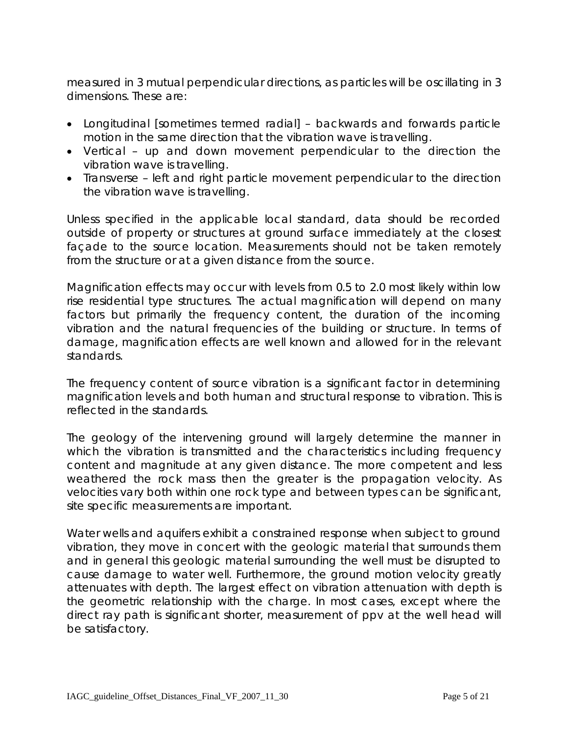measured in 3 mutual perpendicular directions, as particles will be oscillating in 3 dimensions. These are:

- Longitudinal [sometimes termed radial] – backwards and forwards particle motion in the same direction that the vibration wave is travelling.
- Vertical – up and down movement perpendicular to the direction the vibration wave is travelling.
- Transverse – left and right particle movement perpendicular to the direction the vibration wave is travelling.

Unless specified in the applicable local standard, data should be recorded outside of property or structures at ground surface immediately at the closest façade to the source location. Measurements should not be taken remotely from the structure or at a given distance from the source.

Magnification effects may occur with levels from 0.5 to 2.0 most likely within low rise residential type structures. The actual magnification will depend on many factors but primarily the frequency content, the duration of the incoming vibration and the natural frequencies of the building or structure. In terms of damage, magnification effects are well known and allowed for in the relevant standards.

The frequency content of source vibration is a significant factor in determining magnification levels and both human and structural response to vibration. This is reflected in the standards.

The geology of the intervening ground will largely determine the manner in which the vibration is transmitted and the characteristics including frequency content and magnitude at any given distance. The more competent and less weathered the rock mass then the greater is the propagation velocity. As velocities vary both within one rock type and between types can be significant, site specific measurements are important.

Water wells and aquifers exhibit a constrained response when subject to ground vibration, they move in concert with the geologic material that surrounds them and in general this geologic material surrounding the well must be disrupted to cause damage to water well. Furthermore, the ground motion velocity greatly attenuates with depth. The largest effect on vibration attenuation with depth is the geometric relationship with the charge. In most cases, except where the direct ray path is significant shorter, measurement of ppv at the well head will be satisfactory.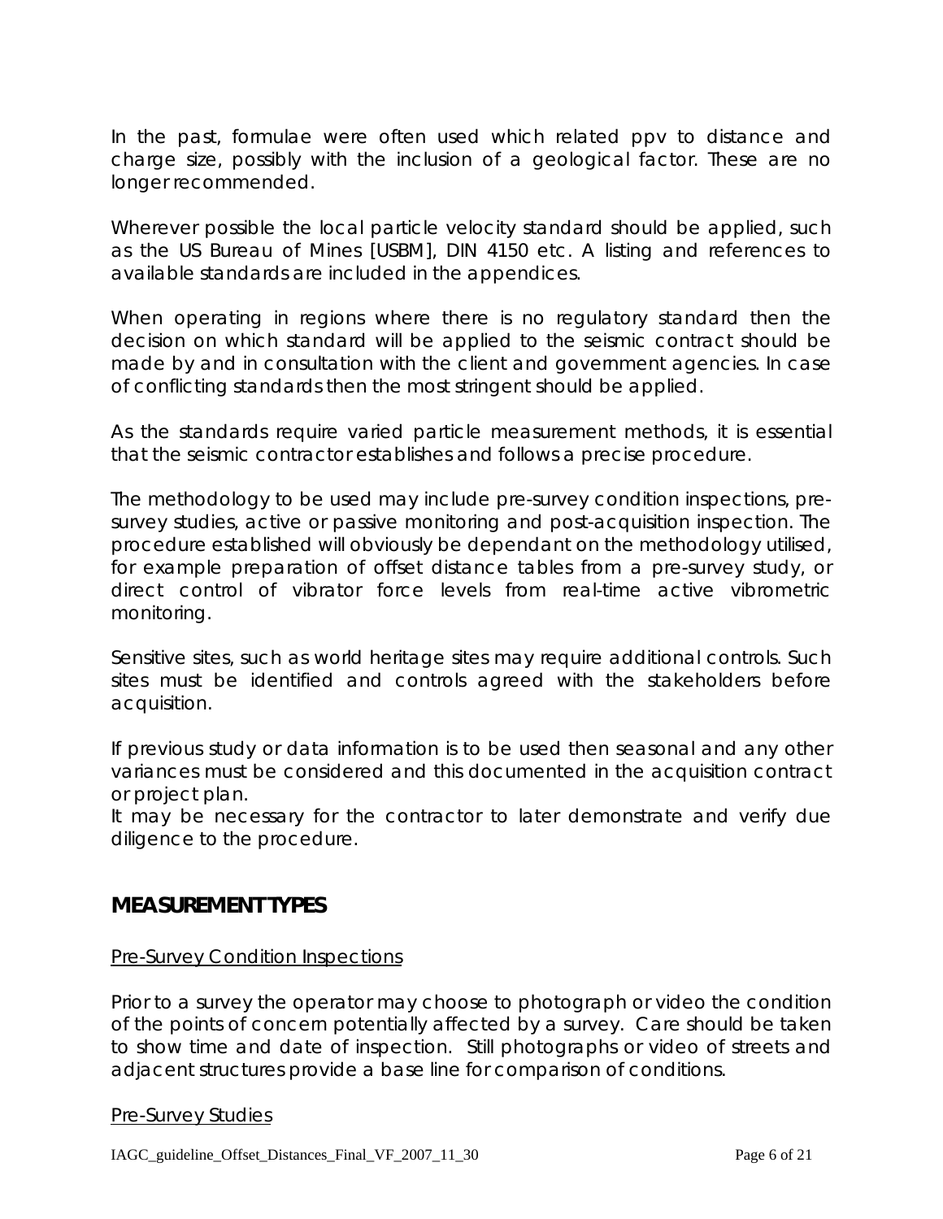In the past, formulae were often used which related ppv to distance and charge size, possibly with the inclusion of a geological factor. These are no longer recommended.

Wherever possible the local particle velocity standard should be applied, such as the US Bureau of Mines [USBM], DIN 4150 etc. A listing and references to available standards are included in the appendices.

When operating in regions where there is no regulatory standard then the decision on which standard will be applied to the seismic contract should be made by and in consultation with the client and government agencies. In case of conflicting standards then the most stringent should be applied.

As the standards require varied particle measurement methods, it is essential that the seismic contractor establishes and follows a precise procedure.

The methodology to be used may include pre-survey condition inspections, pre-survey studies, active or passive monitoring and post-acquisition inspection. The procedure established will obviously be dependant on the methodology utilised, for example preparation of offset distance tables from a pre-survey study, or direct control of vibrator force levels from real-time active vibrometric monitoring.

Sensitive sites, such as world heritage sites may require additional controls. Such sites must be identified and controls agreed with the stakeholders before acquisition.

If previous study or data information is to be used then seasonal and any other variances must be considered and this documented in the acquisition contract or project plan.
It may be necessary for the contractor to later demonstrate and verify due diligence to the procedure.

## MEASUREMENT TYPES

Pre-Survey Condition Inspections

Prior to a survey the operator may choose to photograph or video the condition of the points of concern potentially affected by a survey. Care should be taken to show time and date of inspection. Still photographs or video of streets and adjacent structures provide a base line for comparison of conditions.

Pre-Survey Studies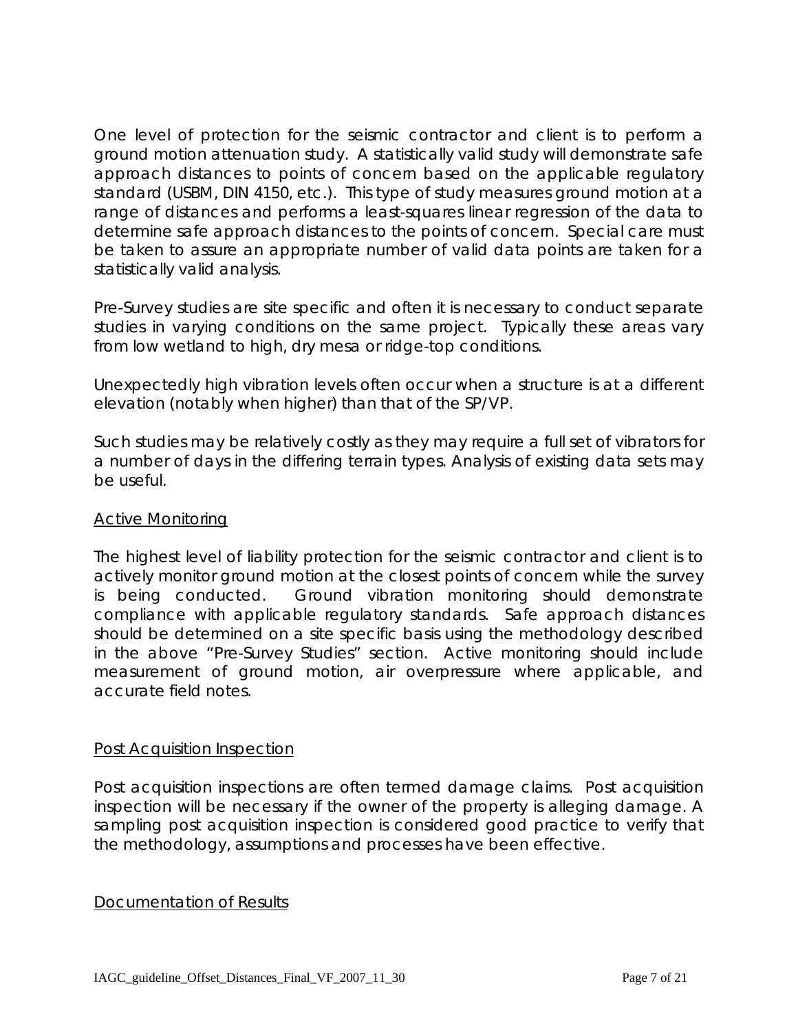One level of protection for the seismic contractor and client is to perform a ground motion attenuation study. A statistically valid study will demonstrate safe approach distances to points of concern based on the applicable regulatory standard (USBM, DIN 4150, etc.). This type of study measures ground motion at a range of distances and performs a least-squares linear regression of the data to determine safe approach distances to the points of concern. Special care must be taken to assure an appropriate number of valid data points are taken for a statistically valid analysis.

Pre-Survey studies are site specific and often it is necessary to conduct separate studies in varying conditions on the same project. Typically these areas vary from low wetland to high, dry mesa or ridge-top conditions.

Unexpectedly high vibration levels often occur when a structure is at a different elevation (notably when higher) than that of the SP/VP.

Such studies may be relatively costly as they may require a full set of vibrators for a number of days in the differing terrain types. Analysis of existing data sets may be useful.

## Active Monitoring

The highest level of liability protection for the seismic contractor and client is to actively monitor ground motion at the closest points of concern while the survey is being conducted. Ground vibration monitoring should demonstrate compliance with applicable regulatory standards. Safe approach distances should be determined on a site specific basis using the methodology described in the above "Pre-Survey Studies" section. Active monitoring should include measurement of ground motion, air overpressure where applicable, and accurate field notes.

## Post Acquisition Inspection

Post acquisition inspections are often termed damage claims. Post acquisition inspection will be necessary if the owner of the property is alleging damage. A sampling post acquisition inspection is considered good practice to verify that the methodology, assumptions and processes have been effective.

## Documentation of Results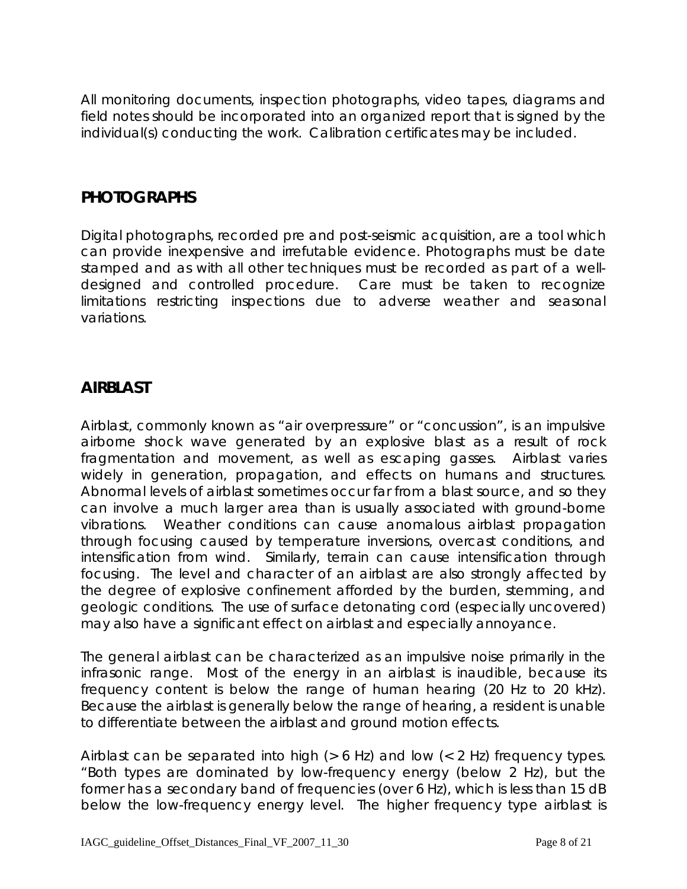All monitoring documents, inspection photographs, video tapes, diagrams and field notes should be incorporated into an organized report that is signed by the individual(s) conducting the work. Calibration certificates may be included.

## PHOTOGRAPHS

Digital photographs, recorded pre and post-seismic acquisition, are a tool which can provide inexpensive and irrefutable evidence. Photographs must be date stamped and as with all other techniques must be recorded as part of a well-designed and controlled procedure. Care must be taken to recognize limitations restricting inspections due to adverse weather and seasonal variations.

## AIRBLAST

Airblast, commonly known as "air overpressure" or "concussion", is an impulsive airborne shock wave generated by an explosive blast as a result of rock fragmentation and movement, as well as escaping gasses. Airblast varies widely in generation, propagation, and effects on humans and structures. Abnormal levels of airblast sometimes occur far from a blast source, and so they can involve a much larger area than is usually associated with ground-borne vibrations. Weather conditions can cause anomalous airblast propagation through focusing caused by temperature inversions, overcast conditions, and intensification from wind. Similarly, terrain can cause intensification through focusing. The level and character of an airblast are also strongly affected by the degree of explosive confinement afforded by the burden, stemming, and geologic conditions. The use of surface detonating cord (especially uncovered) may also have a significant effect on airblast and especially annoyance.

The general airblast can be characterized as an impulsive noise primarily in the infrasonic range. Most of the energy in an airblast is inaudible, because its frequency content is below the range of human hearing (20 Hz to 20 kHz). Because the airblast is generally below the range of hearing, a resident is unable to differentiate between the airblast and ground motion effects.

Airblast can be separated into high (> 6 Hz) and low (< 2 Hz) frequency types. "Both types are dominated by low-frequency energy (below 2 Hz), but the former has a secondary band of frequencies (over 6 Hz), which is less than 15 dB below the low-frequency energy level. The higher frequency type airblast is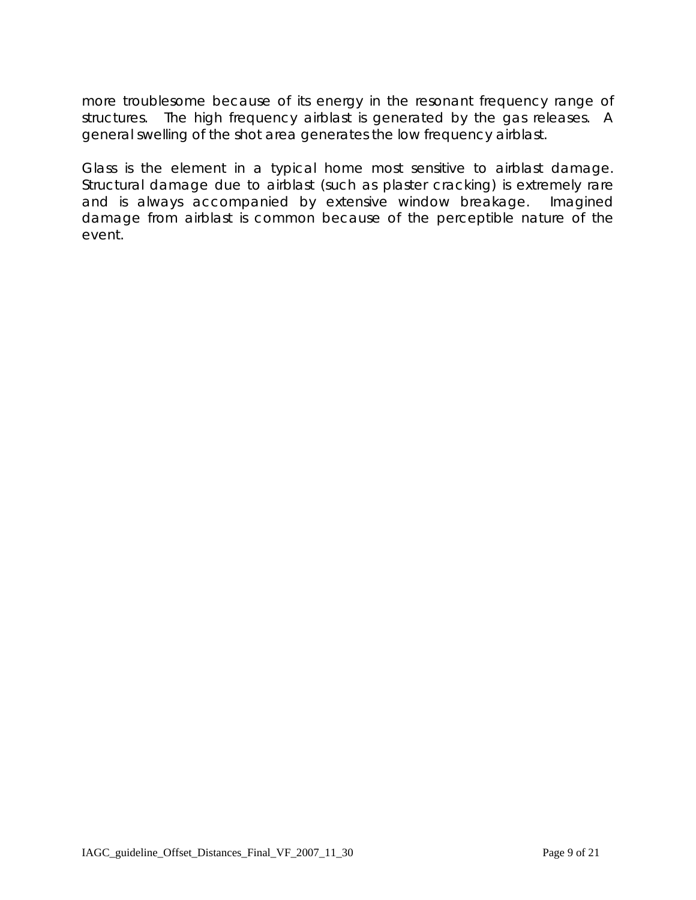more troublesome because of its energy in the resonant frequency range of structures. The high frequency airblast is generated by the gas releases. A general swelling of the shot area generates the low frequency airblast.

Glass is the element in a typical home most sensitive to airblast damage. Structural damage due to airblast (such as plaster cracking) is extremely rare and is always accompanied by extensive window breakage. Imagined damage from airblast is common because of the perceptible nature of the event.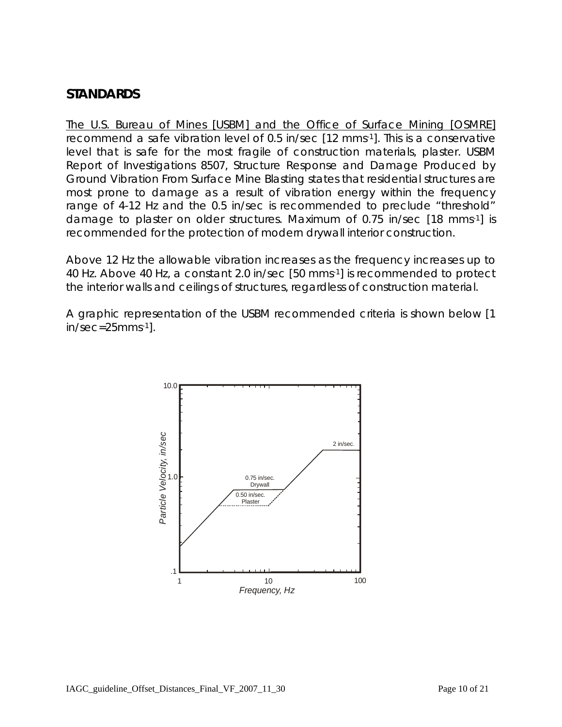## STANDARDS

The U.S. Bureau of Mines [USBM] and the Office of Surface Mining [OSMRE] recommend a safe vibration level of 0.5 in/sec [12 $mms^{-1}$]. This is a conservative level that is safe for the most fragile of construction materials, plaster. USBM Report of Investigations 8507, Structure Response and Damage Produced by Ground Vibration From Surface Mine Blasting states that residential structures are most prone to damage as a result of vibration energy within the frequency range of 4-12 Hz and the 0.5 in/sec is recommended to preclude "threshold" damage to plaster on older structures. Maximum of 0.75 in/sec [18 $mms^{-1}$] is recommended for the protection of modern drywall interior construction.

Above 12 Hz the allowable vibration increases as the frequency increases up to 40 Hz. Above 40 Hz, a constant 2.0 in/sec [50 $mms^{-1}$] is recommended to protect the interior walls and ceilings of structures, regardless of construction material.

A graphic representation of the USBM recommended criteria is shown below [1 in/sec=25$mms^{-1}$].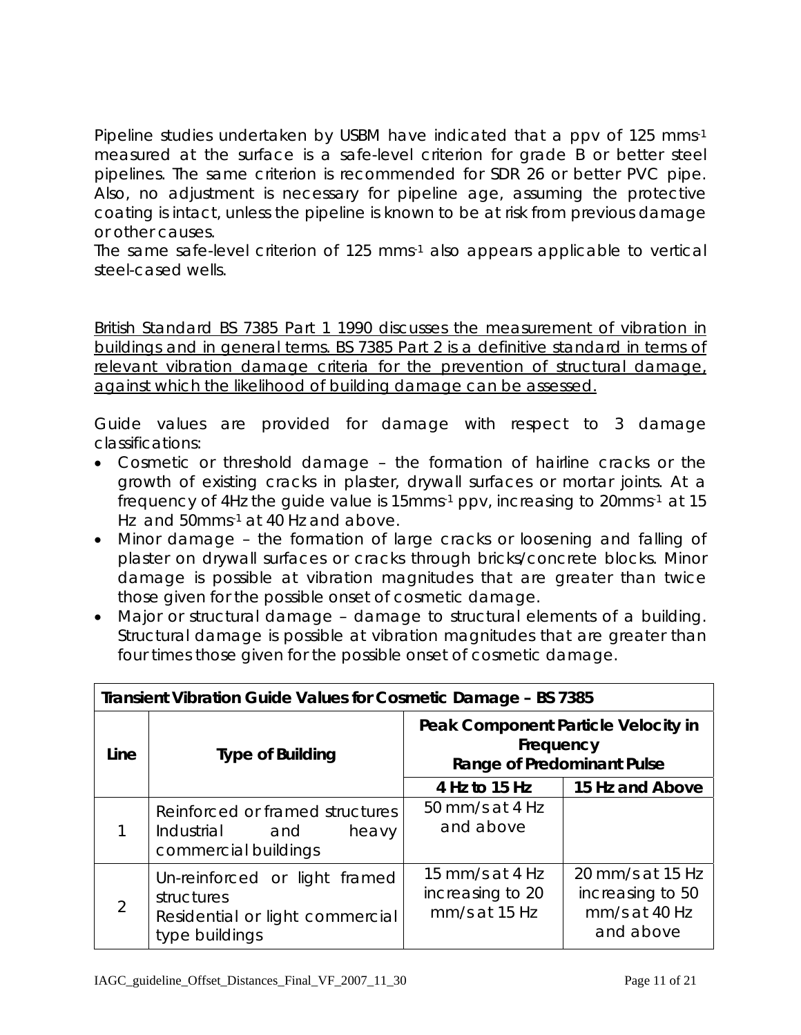Pipeline studies undertaken by USBM have indicated that a ppv of 125 $mms^{-1}$ measured at the surface is a safe-level criterion for grade B or better steel pipelines. The same criterion is recommended for SDR 26 or better PVC pipe. Also, no adjustment is necessary for pipeline age, assuming the protective coating is intact, unless the pipeline is known to be at risk from previous damage or other causes.

The same safe-level criterion of 125 $mms^{-1}$ also appears applicable to vertical steel-cased wells.

<u>British Standard BS 7385 Part 1 1990 discusses the measurement of vibration in buildings and in general terms. BS 7385 Part 2 is a definitive standard in terms of relevant vibration damage criteria for the prevention of structural damage, against which the likelihood of building damage can be assessed.</u>

Guide values are provided for damage with respect to 3 damage classifications:

- Cosmetic or threshold damage – the formation of hairline cracks or the growth of existing cracks in plaster, drywall surfaces or mortar joints. At a frequency of 4Hz the guide value is 15$mms^{-1}$ ppv, increasing to 20$mms^{-1}$ at 15 Hz and 50$mms^{-1}$ at 40 Hz and above.
- Minor damage – the formation of large cracks or loosening and falling of plaster on drywall surfaces or cracks through bricks/concrete blocks. Minor damage is possible at vibration magnitudes that are greater than twice those given for the possible onset of cosmetic damage.
- Major or structural damage – damage to structural elements of a building. Structural damage is possible at vibration magnitudes that are greater than four times those given for the possible onset of cosmetic damage.

**Transient Vibration Guide Values for Cosmetic Damage – BS 7385**

| Line | Type of Building | Peak Component Particle Velocity in Frequency Range of Predominant Pulse | |
|---|---|---|---|
| | | **4 Hz to 15 Hz** | **15 Hz and Above** |
| 1 | Reinforced or framed structures<br>Industrial and heavy commercial buildings | 50 mm/s at 4 Hz and above | |
| 2 | Un-reinforced or light framed structures<br>Residential or light commercial type buildings | 15 mm/s at 4 Hz increasing to 20 mm/s at 15 Hz | 20 mm/s at 15 Hz increasing to 50 mm/s at 40 Hz and above |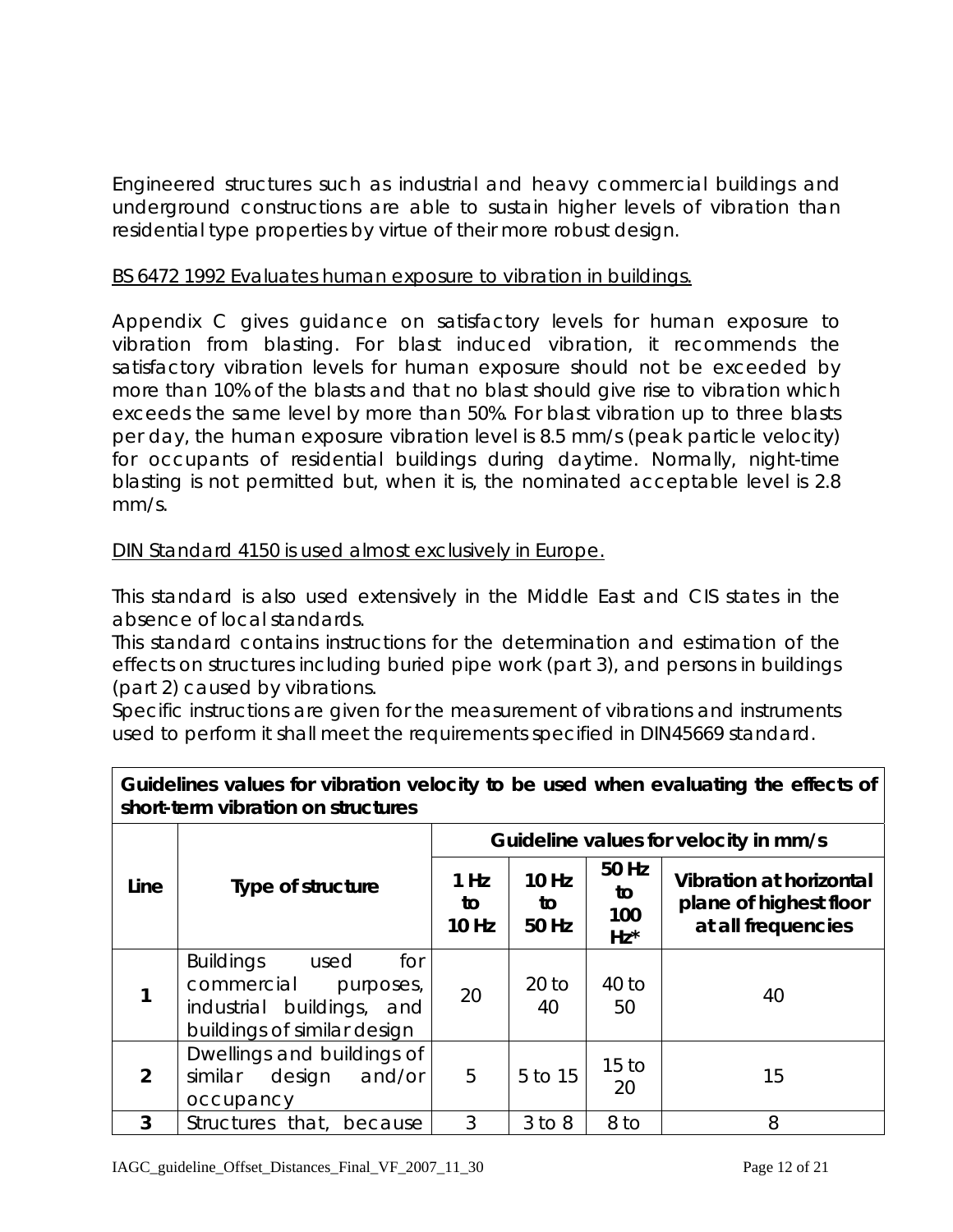Engineered structures such as industrial and heavy commercial buildings and underground constructions are able to sustain higher levels of vibration than residential type properties by virtue of their more robust design.

<u>BS 6472 1992 Evaluates human exposure to vibration in buildings.</u>

Appendix C gives guidance on satisfactory levels for human exposure to vibration from blasting. For blast induced vibration, it recommends the satisfactory vibration levels for human exposure should not be exceeded by more than 10% of the blasts and that no blast should give rise to vibration which exceeds the same level by more than 50%. For blast vibration up to three blasts per day, the human exposure vibration level is 8.5 mm/s (peak particle velocity) for occupants of residential buildings during daytime. Normally, night-time blasting is not permitted but, when it is, the nominated acceptable level is 2.8 mm/s.

<u>DIN Standard 4150 is used almost exclusively in Europe.</u>

This standard is also used extensively in the Middle East and CIS states in the absence of local standards.
This standard contains instructions for the determination and estimation of the effects on structures including buried pipe work (part 3), and persons in buildings (part 2) caused by vibrations.
Specific instructions are given for the measurement of vibrations and instruments used to perform it shall meet the requirements specified in DIN45669 standard.

**Guidelines values for vibration velocity to be used when evaluating the effects of short-term vibration on structures**

| Line | Type of structure | Guideline values for velocity in mm/s | | | |
|---|---|---|---|---|---|
| | | 1 Hz to 10 Hz | 10 Hz to 50 Hz | 50 Hz to 100 Hz* | Vibration at horizontal plane of highest floor at all frequencies |
| 1 | Buildings used for commercial purposes, industrial buildings, and buildings of similar design | 20 | 20 to 40 | 40 to 50 | 40 |
| 2 | Dwellings and buildings of similar design and/or occupancy | 5 | 5 to 15 | 15 to 20 | 15 |
| 3 | Structures that, because | 3 | 3 to 8 | 8 to | 8 |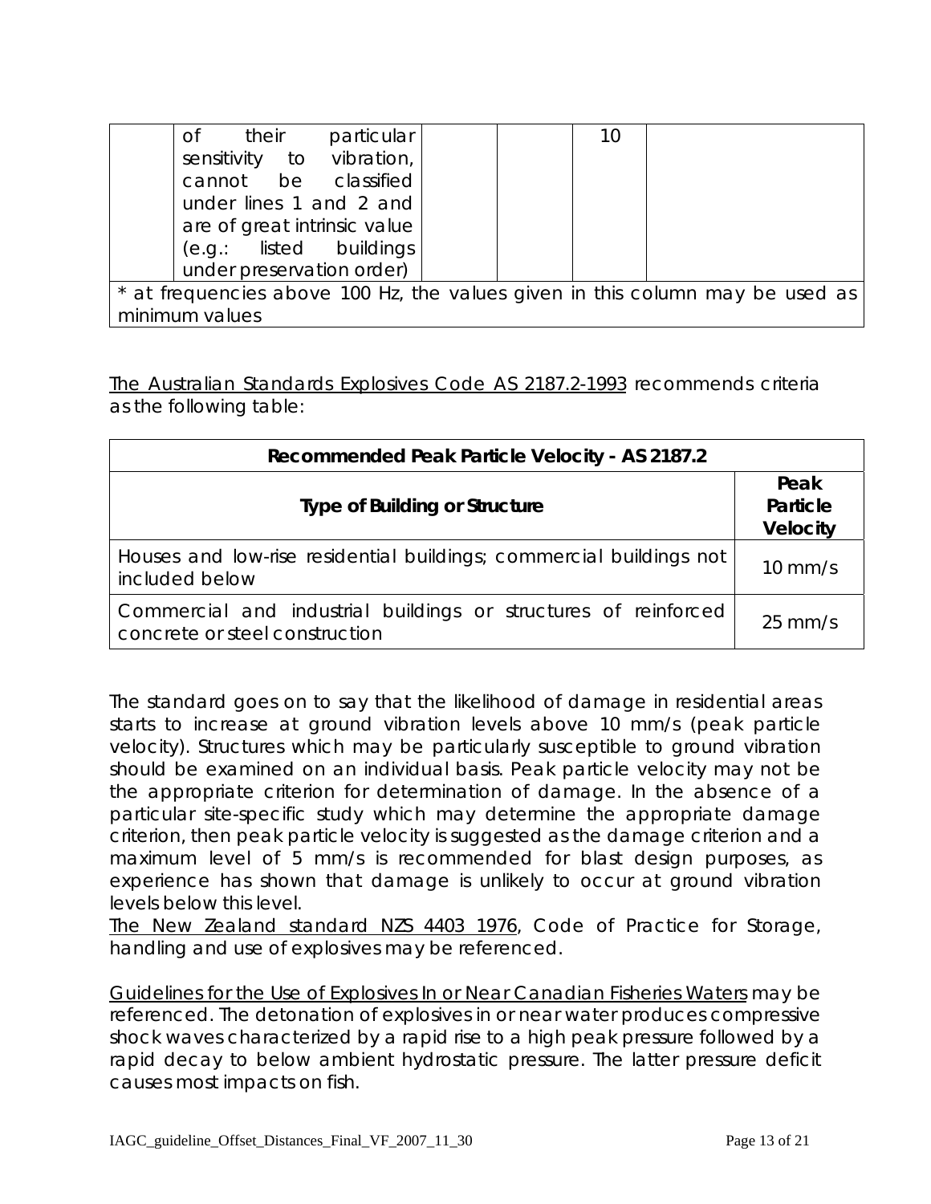| | of their particular sensitivity to vibration, cannot be classified under lines 1 and 2 and are of great intrinsic value (e.g.: listed buildings under preservation order) | | | 10 | |
|---|---|---|---|---|---|
| * at frequencies above 100 Hz, the values given in this column may be used as minimum values | | | | | |

The Australian Standards Explosives Code AS 2187.2-1993 recommends criteria as the following table:

| Recommended Peak Particle Velocity - AS 2187.2 | |
|---|---|
| **Type of Building or Structure** | **Peak Particle Velocity** |
| Houses and low-rise residential buildings; commercial buildings not included below | 10 mm/s |
| Commercial and industrial buildings or structures of reinforced concrete or steel construction | 25 mm/s |

The standard goes on to say that the likelihood of damage in residential areas starts to increase at ground vibration levels above 10 mm/s (peak particle velocity). Structures which may be particularly susceptible to ground vibration should be examined on an individual basis. Peak particle velocity may not be the appropriate criterion for determination of damage. In the absence of a particular site-specific study which may determine the appropriate damage criterion, then peak particle velocity is suggested as the damage criterion and a maximum level of 5 mm/s is recommended for blast design purposes, as experience has shown that damage is unlikely to occur at ground vibration levels below this level.

The New Zealand standard NZS 4403 1976, Code of Practice for Storage, handling and use of explosives may be referenced.

Guidelines for the Use of Explosives In or Near Canadian Fisheries Waters may be referenced. The detonation of explosives in or near water produces compressive shock waves characterized by a rapid rise to a high peak pressure followed by a rapid decay to below ambient hydrostatic pressure. The latter pressure deficit causes most impacts on fish.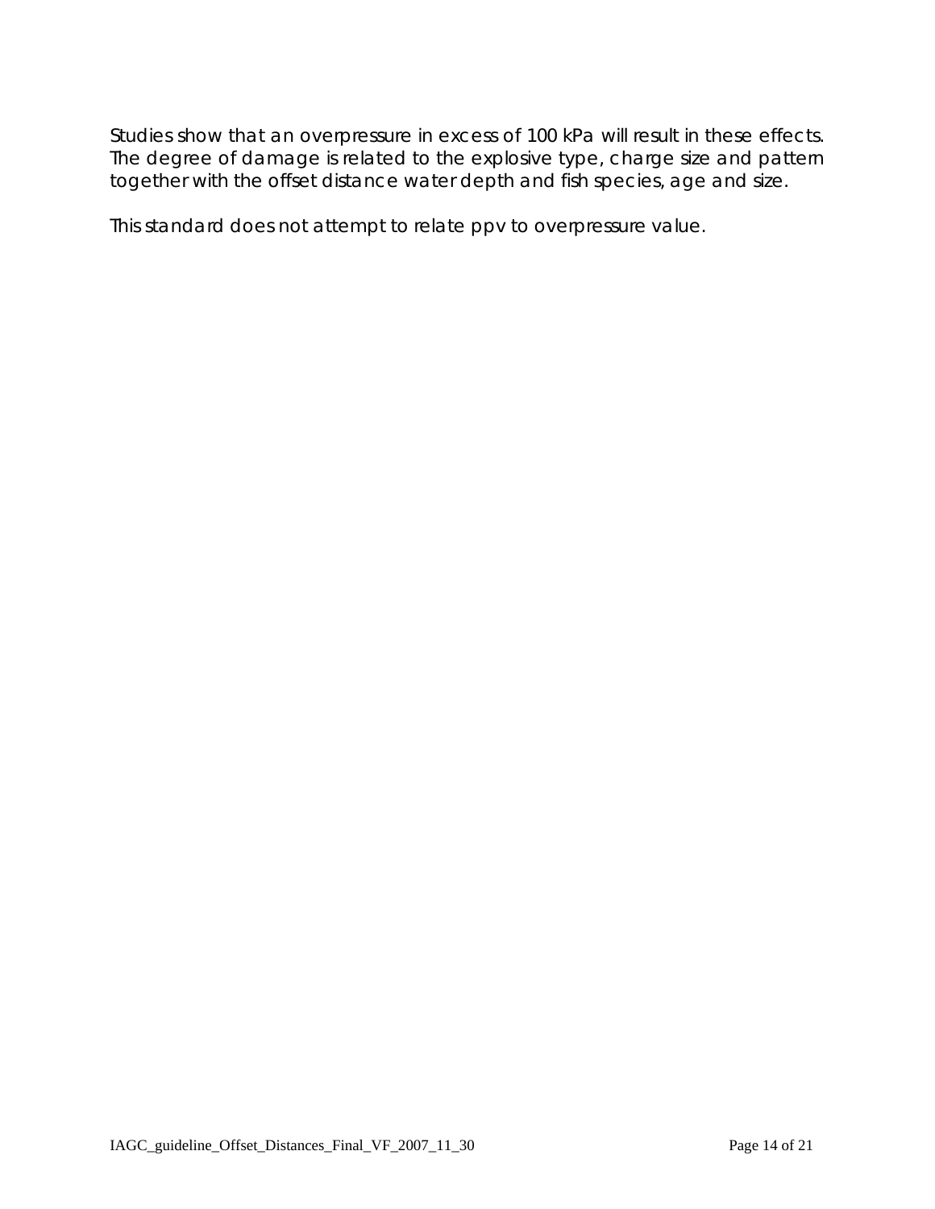Studies show that an overpressure in excess of 100 kPa will result in these effects. The degree of damage is related to the explosive type, charge size and pattern together with the offset distance water depth and fish species, age and size.

This standard does not attempt to relate ppv to overpressure value.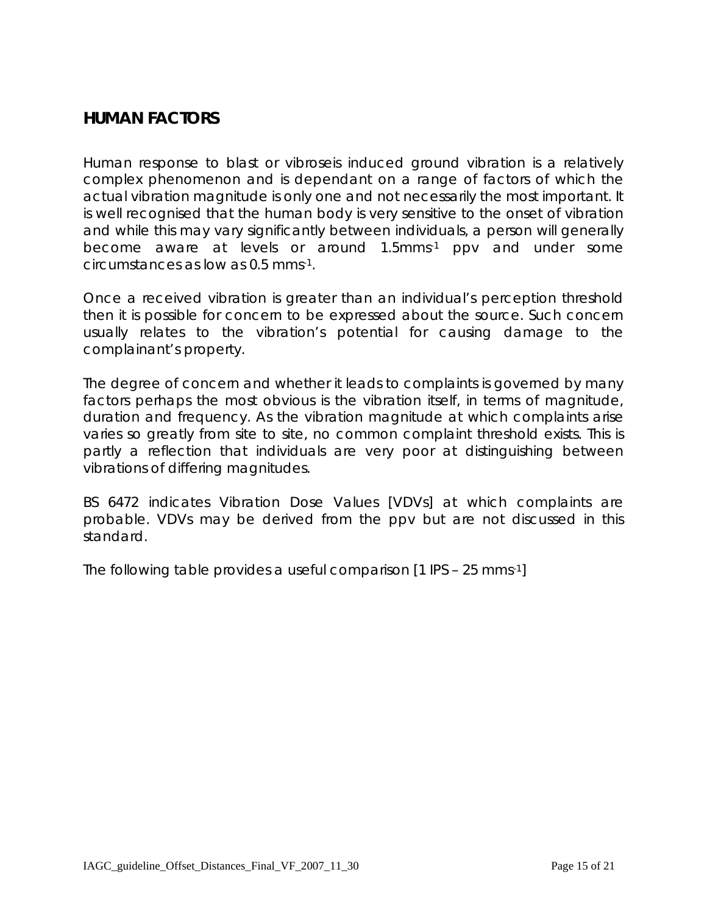## HUMAN FACTORS

Human response to blast or vibroseis induced ground vibration is a relatively complex phenomenon and is dependant on a range of factors of which the actual vibration magnitude is only one and not necessarily the most important. It is well recognised that the human body is very sensitive to the onset of vibration and while this may vary significantly between individuals, a person will generally become aware at levels or around $1.5 mms^{-1}$ ppv and under some circumstances as low as $0.5 mms^{-1}$.

Once a received vibration is greater than an individual's perception threshold then it is possible for concern to be expressed about the source. Such concern usually relates to the vibration's potential for causing damage to the complainant's property.

The degree of concern and whether it leads to complaints is governed by many factors perhaps the most obvious is the vibration itself, in terms of magnitude, duration and frequency. As the vibration magnitude at which complaints arise varies so greatly from site to site, no common complaint threshold exists. This is partly a reflection that individuals are very poor at distinguishing between vibrations of differing magnitudes.

BS 6472 indicates Vibration Dose Values [VDVs] at which complaints are probable. VDVs may be derived from the ppv but are not discussed in this standard.

The following table provides a useful comparison [1 IPS – $25 mms^{-1}$]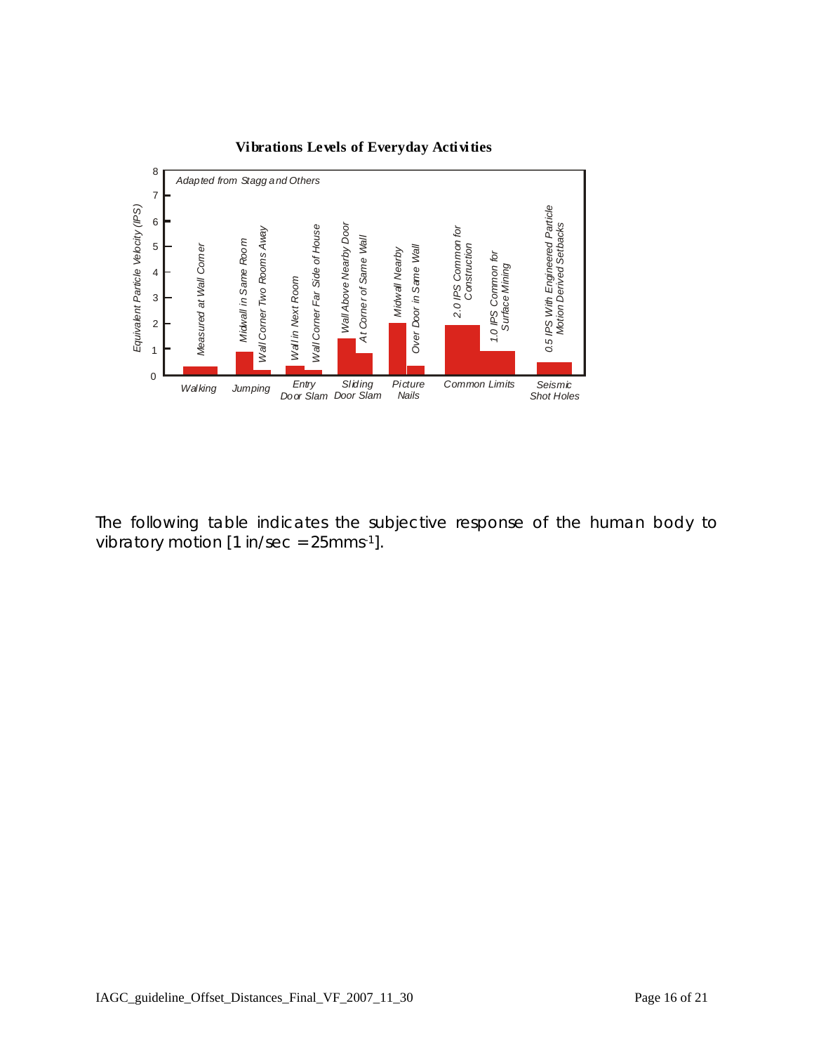**Vibrations Levels of Everyday Activities**

The following table indicates the subjective response of the human body to vibratory motion [1 in/sec = 25mms$^{-1}$].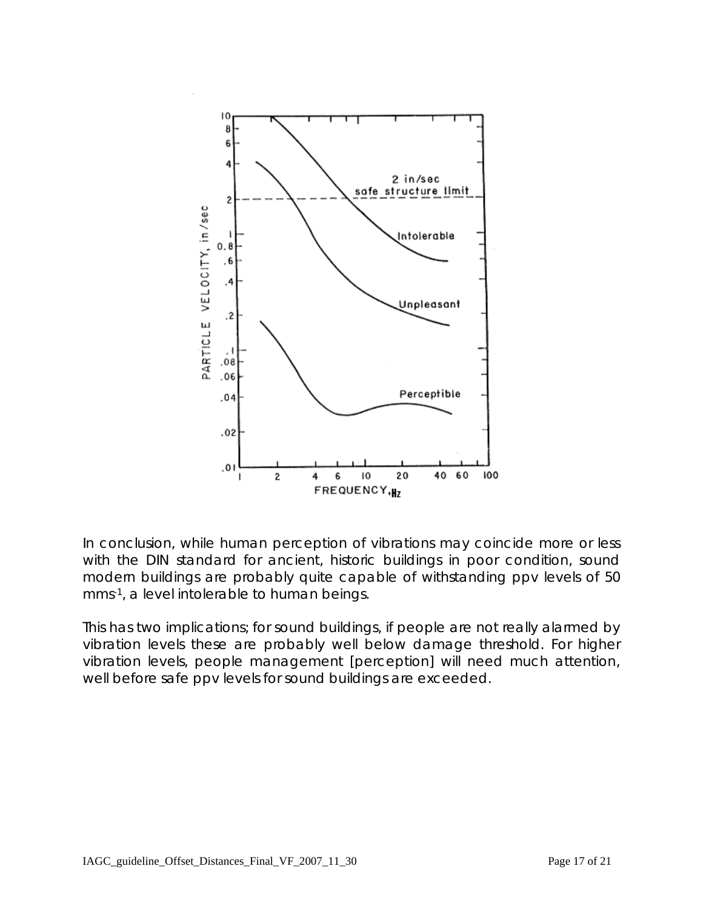In conclusion, while human perception of vibrations may coincide more or less with the DIN standard for ancient, historic buildings in poor condition, sound modern buildings are probably quite capable of withstanding ppv levels of 50 $mms^{-1}$, a level intolerable to human beings.

This has two implications; for sound buildings, if people are not really alarmed by vibration levels these are probably well below damage threshold. For higher vibration levels, people management [perception] will need much attention, well before safe ppv levels for sound buildings are exceeded.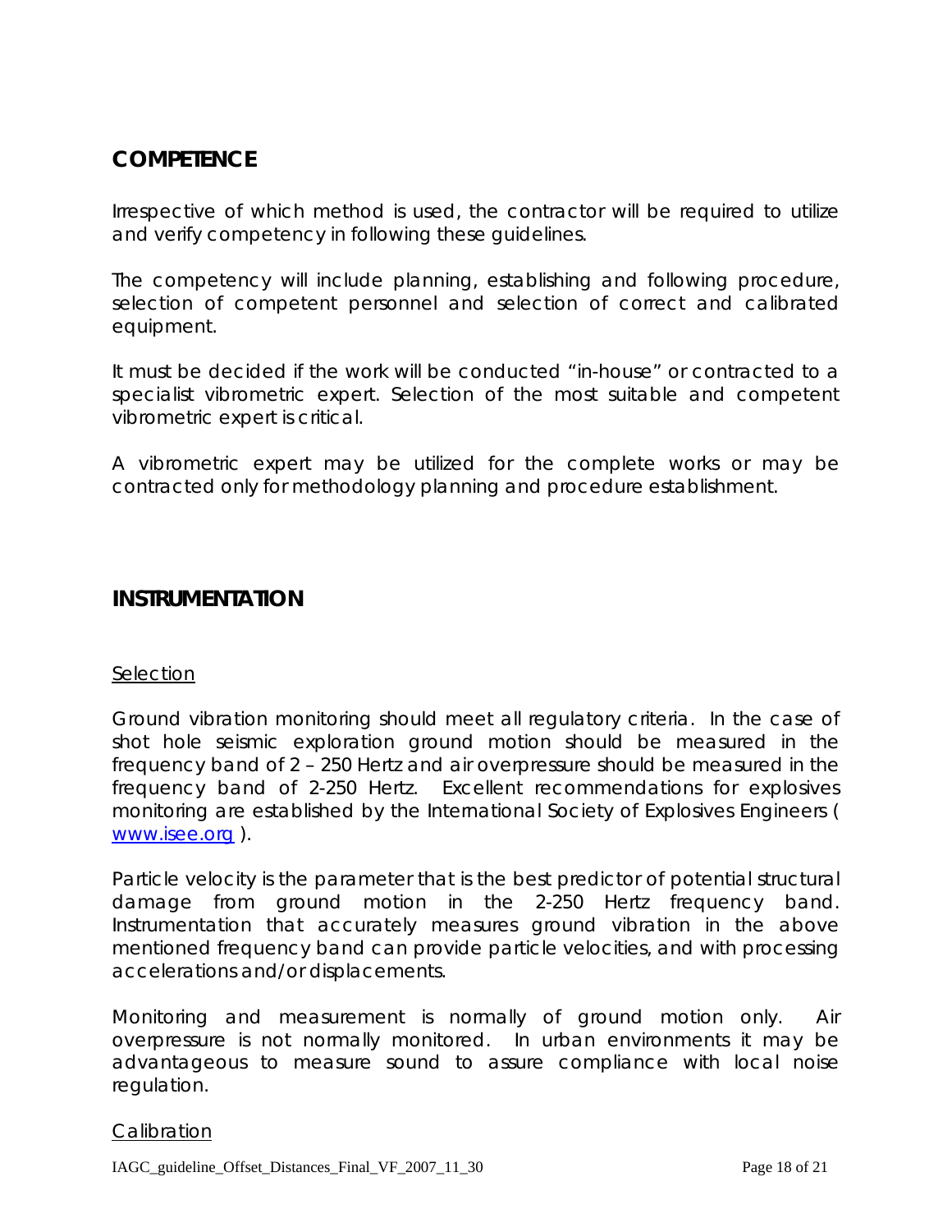## COMPETENCE

Irrespective of which method is used, the contractor will be required to utilize and verify competency in following these guidelines.

The competency will include planning, establishing and following procedure, selection of competent personnel and selection of correct and calibrated equipment.

It must be decided if the work will be conducted "in-house" or contracted to a specialist vibrometric expert. Selection of the most suitable and competent vibrometric expert is critical.

A vibrometric expert may be utilized for the complete works or may be contracted only for methodology planning and procedure establishment.

## INSTRUMENTATION

### Selection

Ground vibration monitoring should meet all regulatory criteria. In the case of shot hole seismic exploration ground motion should be measured in the frequency band of 2 – 250 Hertz and air overpressure should be measured in the frequency band of 2-250 Hertz. Excellent recommendations for explosives monitoring are established by the International Society of Explosives Engineers ( www.isee.org ).

Particle velocity is the parameter that is the best predictor of potential structural damage from ground motion in the 2-250 Hertz frequency band. Instrumentation that accurately measures ground vibration in the above mentioned frequency band can provide particle velocities, and with processing accelerations and/or displacements.

Monitoring and measurement is normally of ground motion only. Air overpressure is not normally monitored. In urban environments it may be advantageous to measure sound to assure compliance with local noise regulation.

### Calibration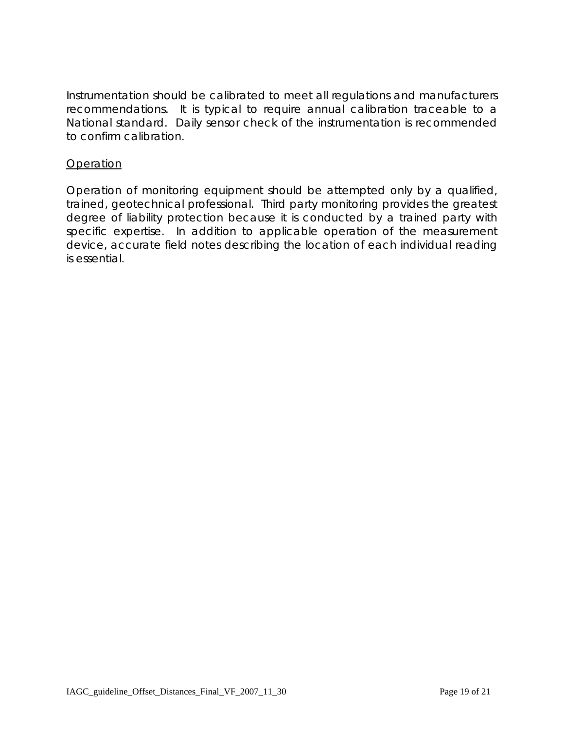Instrumentation should be calibrated to meet all regulations and manufacturers recommendations. It is typical to require annual calibration traceable to a National standard. Daily sensor check of the instrumentation is recommended to confirm calibration.

<u>Operation</u>

Operation of monitoring equipment should be attempted only by a qualified, trained, geotechnical professional. Third party monitoring provides the greatest degree of liability protection because it is conducted by a trained party with specific expertise. In addition to applicable operation of the measurement device, accurate field notes describing the location of each individual reading is essential.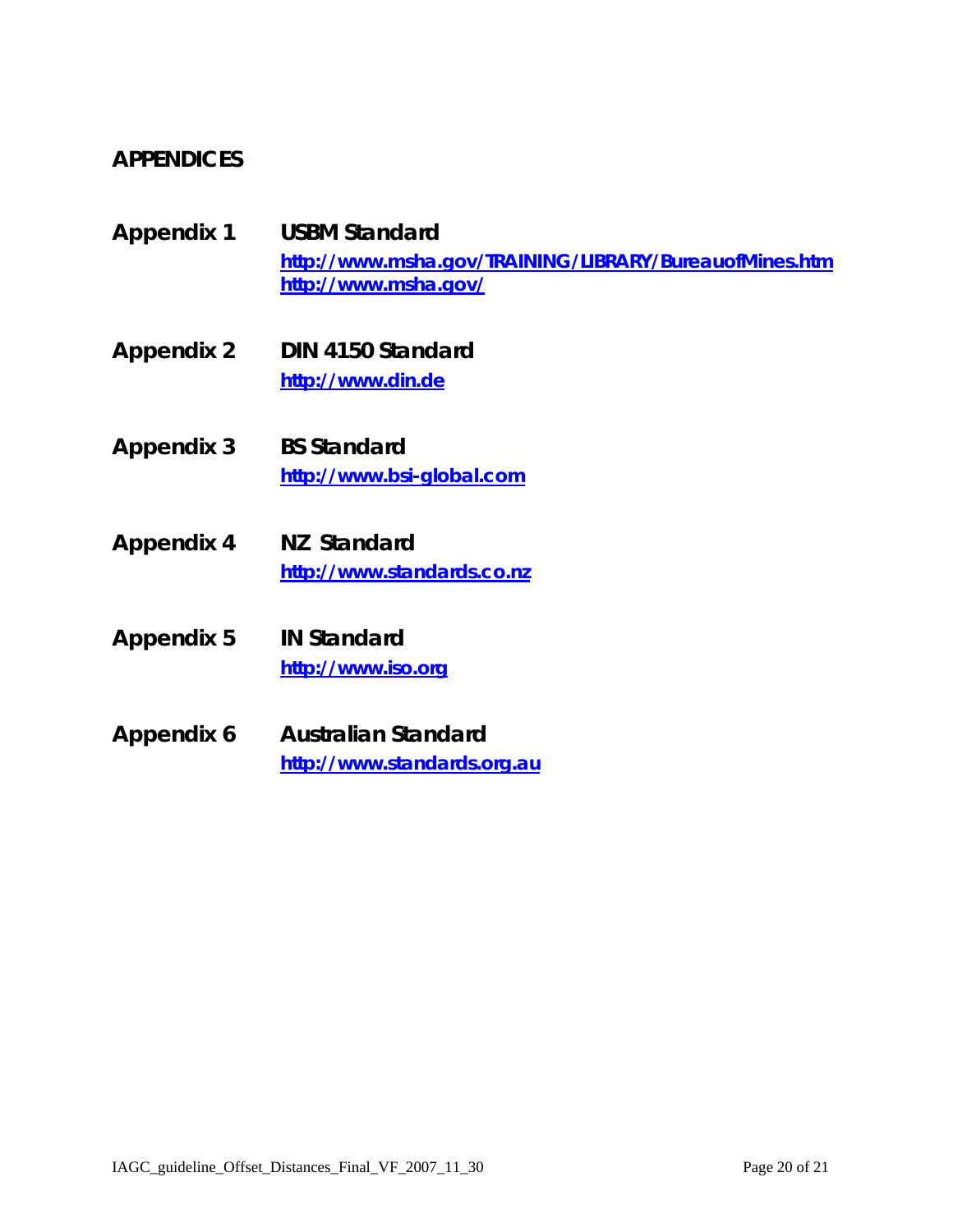## APPENDICES

**Appendix 1** **USBM Standard**
http://www.msha.gov/TRAINING/LIBRARY/BureauofMines.htm
http://www.msha.gov/

**Appendix 2** **DIN 4150 Standard**
http://www.din.de

**Appendix 3** **BS Standard**
http://www.bsi-global.com

**Appendix 4** **NZ Standard**
http://www.standards.co.nz

**Appendix 5** **IN Standard**
http://www.iso.org

**Appendix 6** **Australian Standard**
http://www.standards.org.au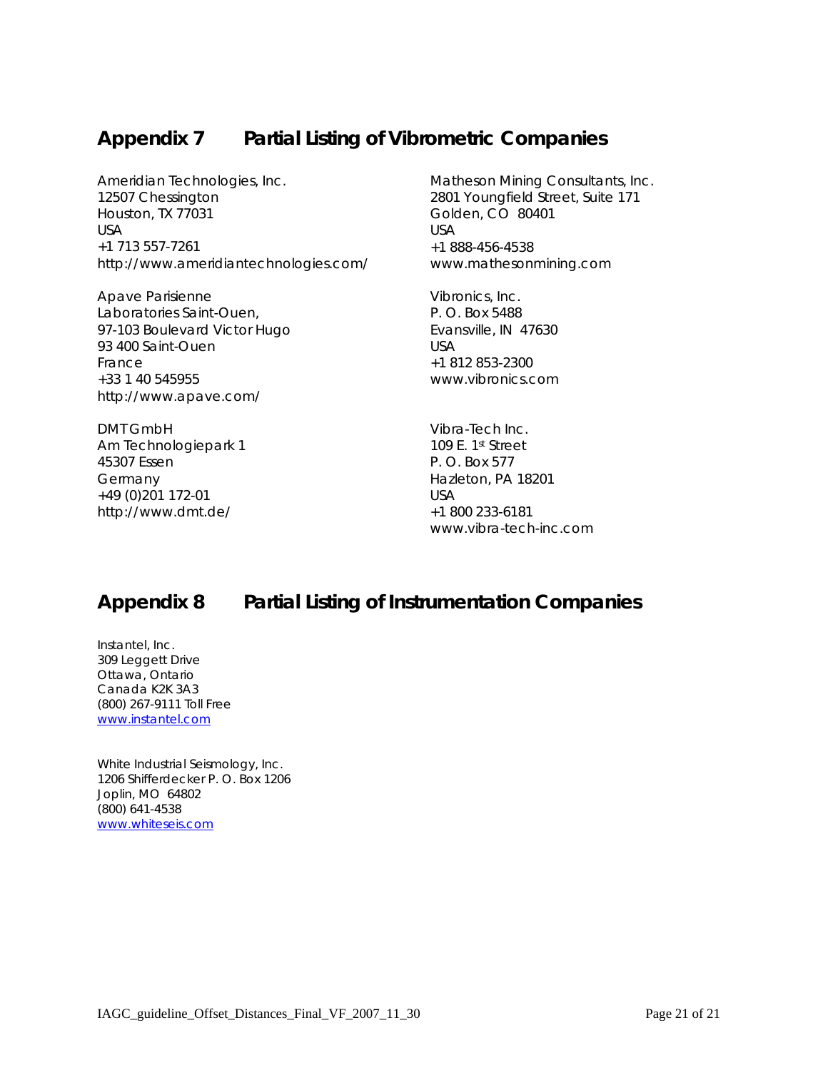## Appendix 7 Partial Listing of Vibrometric Companies

Ameridian Technologies, Inc.
12507 Chessington
Houston, TX 77031
USA
+1 713 557-7261
http://www.ameridiantechnologies.com/

Apave Parisienne
Laboratories Saint-Ouen,
97-103 Boulevard Victor Hugo
93 400 Saint-Ouen
France
+33 1 40 545955
http://www.apave.com/

DMT GmbH
Am Technologiepark 1
45307 Essen
Germany
+49 (0)201 172-01
http://www.dmt.de/

Matheson Mining Consultants, Inc.
2801 Youngfield Street, Suite 171
Golden, CO 80401
USA
+1 888-456-4538
www.mathesonmining.com

Vibronics, Inc.
P. O. Box 5488
Evansville, IN 47630
USA
+1 812 853-2300
www.vibronics.com

Vibra-Tech Inc.
109 E. 1st Street
P. O. Box 577
Hazleton, PA 18201
USA
+1 800 233-6181
www.vibra-tech-inc.com

## Appendix 8 Partial Listing of Instrumentation Companies

Instantel, Inc.
309 Leggett Drive
Ottawa, Ontario
Canada K2K 3A3
(800) 267-9111 Toll Free
www.instantel.com

White Industrial Seismology, Inc.
1206 Shifferdecker P. O. Box 1206
Joplin, MO 64802
(800) 641-4538
www.whiteseis.com